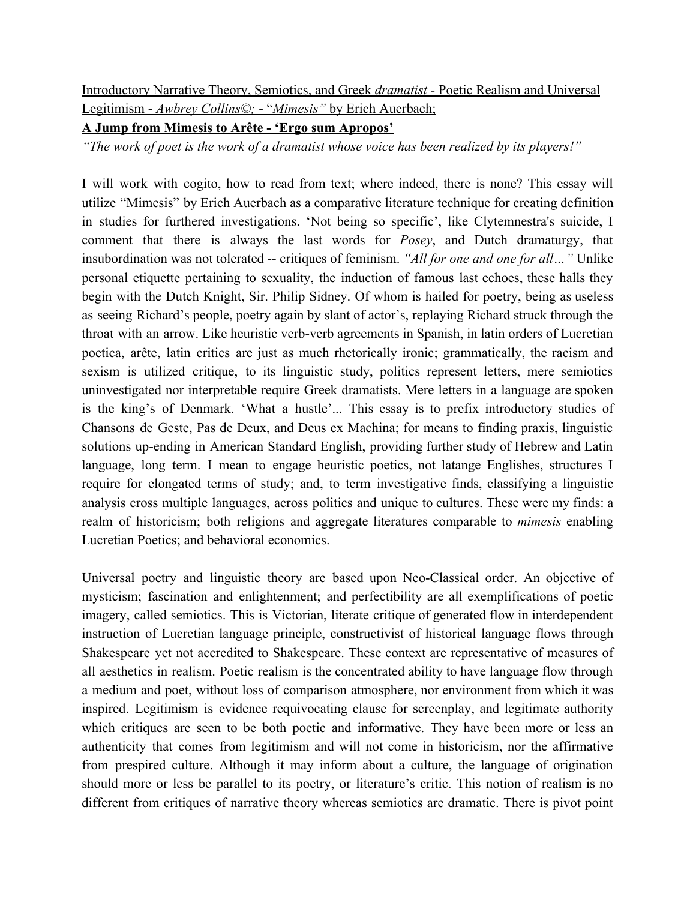Introductory Narrative Theory, Semiotics, and Greek *dramatist* - Poetic Realism and Universal Legitimism - *Awbrey Collins©;* - "*Mimesis"* by Erich Auerbach;

**A Jump from Mimesis to Arête - 'Ergo sum Apropos'**

*"The work of poet is the work of a dramatist whose voice has been realized by its players!"*

I will work with cogito, how to read from text; where indeed, there is none? This essay will utilize "Mimesis" by Erich Auerbach as a comparative literature technique for creating definition in studies for furthered investigations. 'Not being so specific', like Clytemnestra's suicide, I comment that there is always the last words for *Posey*, and Dutch dramaturgy, that insubordination was not tolerated -- critiques of feminism. *"All for one and one for all…"* Unlike personal etiquette pertaining to sexuality, the induction of famous last echoes, these halls they begin with the Dutch Knight, Sir. Philip Sidney. Of whom is hailed for poetry, being as useless as seeing Richard's people, poetry again by slant of actor's, replaying Richard struck through the throat with an arrow. Like heuristic verb-verb agreements in Spanish, in latin orders of Lucretian poetica, arête, latin critics are just as much rhetorically ironic; grammatically, the racism and sexism is utilized critique, to its linguistic study, politics represent letters, mere semiotics uninvestigated nor interpretable require Greek dramatists. Mere letters in a language are spoken is the king's of Denmark. 'What a hustle'... This essay is to prefix introductory studies of Chansons de Geste, Pas de Deux, and Deus ex Machina; for means to finding praxis, linguistic solutions up-ending in American Standard English, providing further study of Hebrew and Latin language, long term. I mean to engage heuristic poetics, not latange Englishes, structures I require for elongated terms of study; and, to term investigative finds, classifying a linguistic analysis cross multiple languages, across politics and unique to cultures. These were my finds: a realm of historicism; both religions and aggregate literatures comparable to *mimesis* enabling Lucretian Poetics; and behavioral economics.

Universal poetry and linguistic theory are based upon Neo-Classical order. An objective of mysticism; fascination and enlightenment; and perfectibility are all exemplifications of poetic imagery, called semiotics. This is Victorian, literate critique of generated flow in interdependent instruction of Lucretian language principle, constructivist of historical language flows through Shakespeare yet not accredited to Shakespeare. These context are representative of measures of all aesthetics in realism. Poetic realism is the concentrated ability to have language flow through a medium and poet, without loss of comparison atmosphere, nor environment from which it was inspired. Legitimism is evidence requivocating clause for screenplay, and legitimate authority which critiques are seen to be both poetic and informative. They have been more or less an authenticity that comes from legitimism and will not come in historicism, nor the affirmative from prespired culture. Although it may inform about a culture, the language of origination should more or less be parallel to its poetry, or literature's critic. This notion of realism is no different from critiques of narrative theory whereas semiotics are dramatic. There is pivot point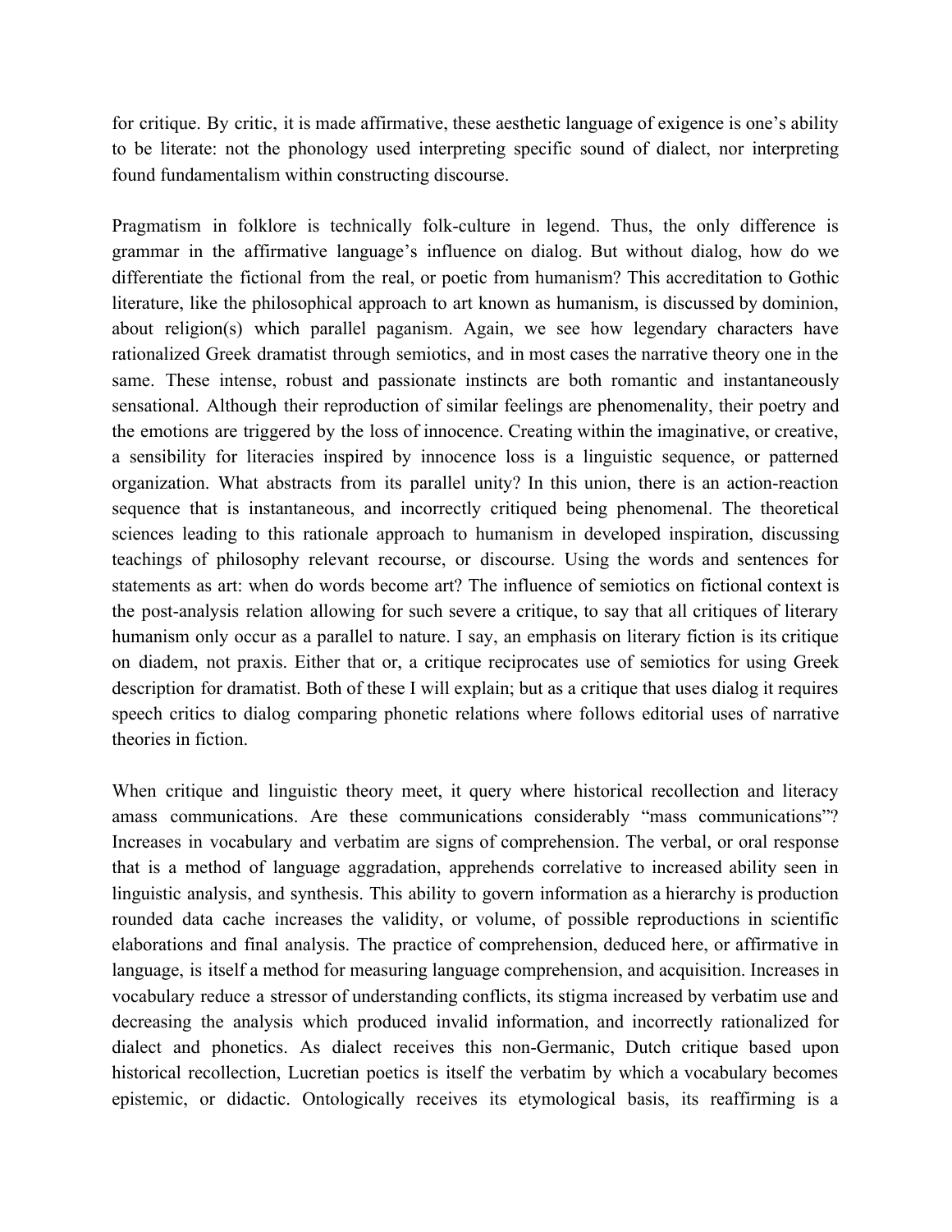for critique. By critic, it is made affirmative, these aesthetic language of exigence is one's ability to be literate: not the phonology used interpreting specific sound of dialect, nor interpreting found fundamentalism within constructing discourse.

Pragmatism in folklore is technically folk-culture in legend. Thus, the only difference is grammar in the affirmative language's influence on dialog. But without dialog, how do we differentiate the fictional from the real, or poetic from humanism? This accreditation to Gothic literature, like the philosophical approach to art known as humanism, is discussed by dominion, about religion(s) which parallel paganism. Again, we see how legendary characters have rationalized Greek dramatist through semiotics, and in most cases the narrative theory one in the same. These intense, robust and passionate instincts are both romantic and instantaneously sensational. Although their reproduction of similar feelings are phenomenality, their poetry and the emotions are triggered by the loss of innocence. Creating within the imaginative, or creative, a sensibility for literacies inspired by innocence loss is a linguistic sequence, or patterned organization. What abstracts from its parallel unity? In this union, there is an action-reaction sequence that is instantaneous, and incorrectly critiqued being phenomenal. The theoretical sciences leading to this rationale approach to humanism in developed inspiration, discussing teachings of philosophy relevant recourse, or discourse. Using the words and sentences for statements as art: when do words become art? The influence of semiotics on fictional context is the post-analysis relation allowing for such severe a critique, to say that all critiques of literary humanism only occur as a parallel to nature. I say, an emphasis on literary fiction is its critique on diadem, not praxis. Either that or, a critique reciprocates use of semiotics for using Greek description for dramatist. Both of these I will explain; but as a critique that uses dialog it requires speech critics to dialog comparing phonetic relations where follows editorial uses of narrative theories in fiction.

When critique and linguistic theory meet, it query where historical recollection and literacy amass communications. Are these communications considerably "mass communications"? Increases in vocabulary and verbatim are signs of comprehension. The verbal, or oral response that is a method of language aggradation, apprehends correlative to increased ability seen in linguistic analysis, and synthesis. This ability to govern information as a hierarchy is production rounded data cache increases the validity, or volume, of possible reproductions in scientific elaborations and final analysis. The practice of comprehension, deduced here, or affirmative in language, is itself a method for measuring language comprehension, and acquisition. Increases in vocabulary reduce a stressor of understanding conflicts, its stigma increased by verbatim use and decreasing the analysis which produced invalid information, and incorrectly rationalized for dialect and phonetics. As dialect receives this non-Germanic, Dutch critique based upon historical recollection, Lucretian poetics is itself the verbatim by which a vocabulary becomes epistemic, or didactic. Ontologically receives its etymological basis, its reaffirming is a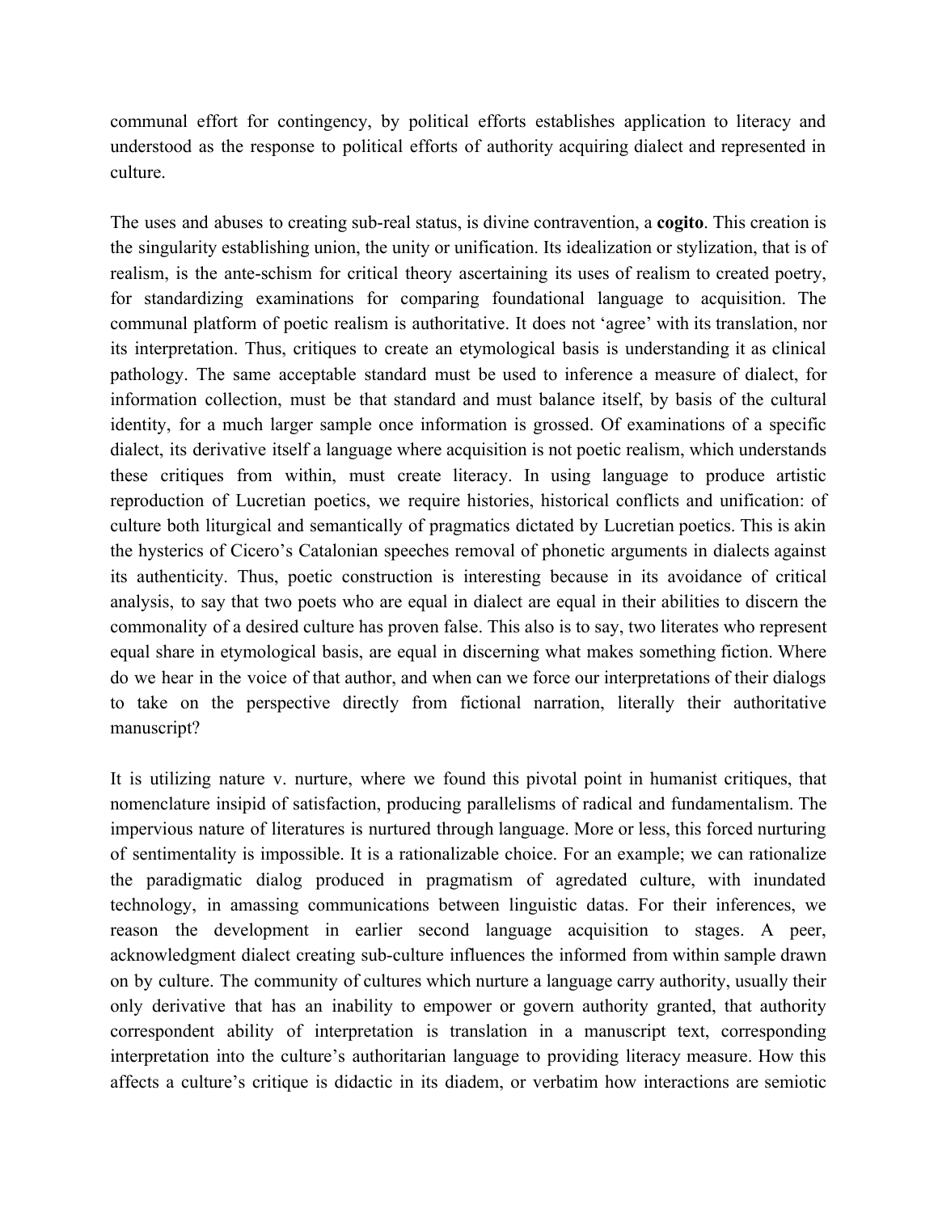communal effort for contingency, by political efforts establishes application to literacy and understood as the response to political efforts of authority acquiring dialect and represented in culture.

The uses and abuses to creating sub-real status, is divine contravention, a **cogito**. This creation is the singularity establishing union, the unity or unification. Its idealization or stylization, that is of realism, is the ante-schism for critical theory ascertaining its uses of realism to created poetry, for standardizing examinations for comparing foundational language to acquisition. The communal platform of poetic realism is authoritative. It does not 'agree' with its translation, nor its interpretation. Thus, critiques to create an etymological basis is understanding it as clinical pathology. The same acceptable standard must be used to inference a measure of dialect, for information collection, must be that standard and must balance itself, by basis of the cultural identity, for a much larger sample once information is grossed. Of examinations of a specific dialect, its derivative itself a language where acquisition is not poetic realism, which understands these critiques from within, must create literacy. In using language to produce artistic reproduction of Lucretian poetics, we require histories, historical conflicts and unification: of culture both liturgical and semantically of pragmatics dictated by Lucretian poetics. This is akin the hysterics of Cicero's Catalonian speeches removal of phonetic arguments in dialects against its authenticity. Thus, poetic construction is interesting because in its avoidance of critical analysis, to say that two poets who are equal in dialect are equal in their abilities to discern the commonality of a desired culture has proven false. This also is to say, two literates who represent equal share in etymological basis, are equal in discerning what makes something fiction. Where do we hear in the voice of that author, and when can we force our interpretations of their dialogs to take on the perspective directly from fictional narration, literally their authoritative manuscript?

It is utilizing nature v. nurture, where we found this pivotal point in humanist critiques, that nomenclature insipid of satisfaction, producing parallelisms of radical and fundamentalism. The impervious nature of literatures is nurtured through language. More or less, this forced nurturing of sentimentality is impossible. It is a rationalizable choice. For an example; we can rationalize the paradigmatic dialog produced in pragmatism of agredated culture, with inundated technology, in amassing communications between linguistic datas. For their inferences, we reason the development in earlier second language acquisition to stages. A peer, acknowledgment dialect creating sub-culture influences the informed from within sample drawn on by culture. The community of cultures which nurture a language carry authority, usually their only derivative that has an inability to empower or govern authority granted, that authority correspondent ability of interpretation is translation in a manuscript text, corresponding interpretation into the culture's authoritarian language to providing literacy measure. How this affects a culture's critique is didactic in its diadem, or verbatim how interactions are semiotic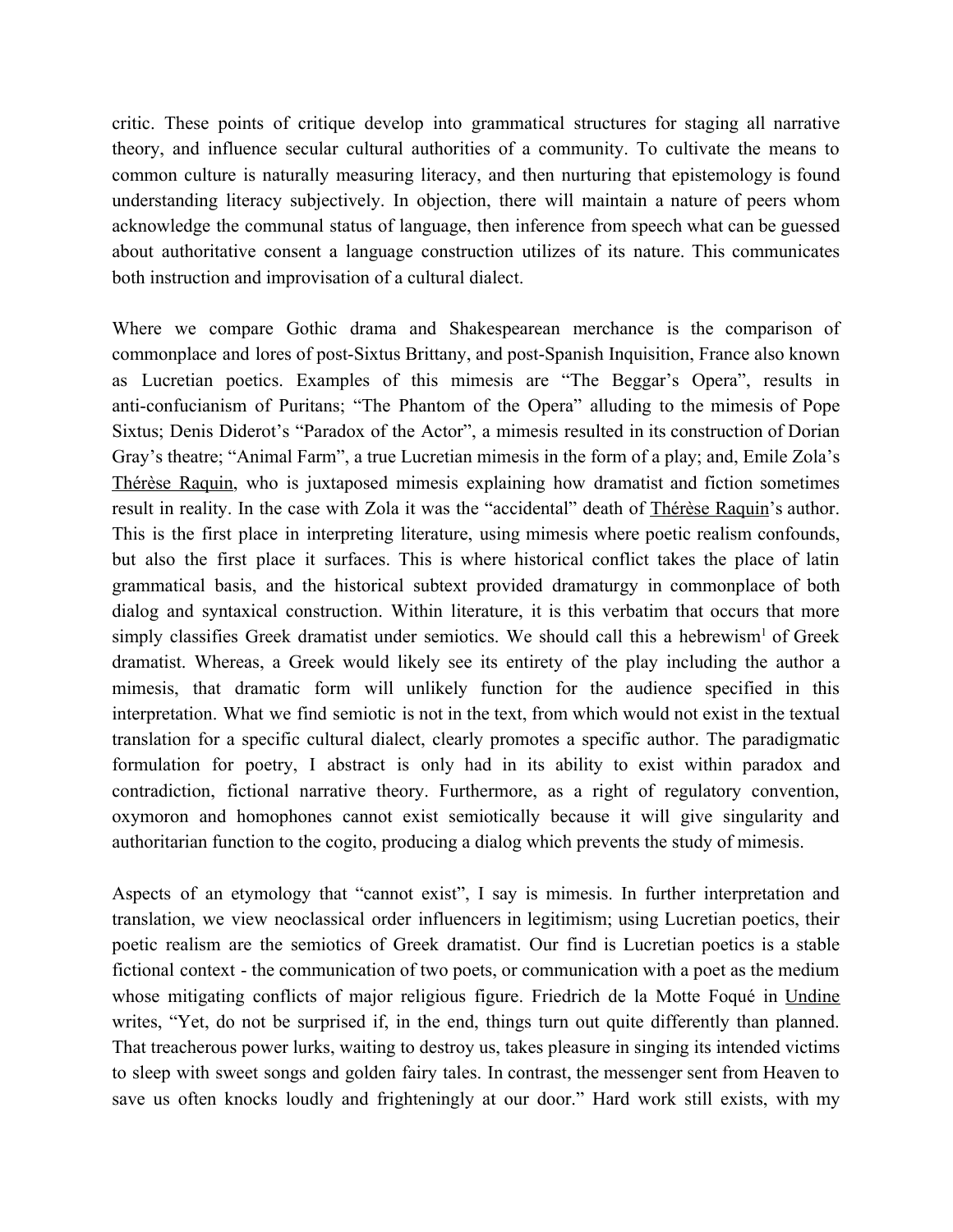critic. These points of critique develop into grammatical structures for staging all narrative theory, and influence secular cultural authorities of a community. To cultivate the means to common culture is naturally measuring literacy, and then nurturing that epistemology is found understanding literacy subjectively. In objection, there will maintain a nature of peers whom acknowledge the communal status of language, then inference from speech what can be guessed about authoritative consent a language construction utilizes of its nature. This communicates both instruction and improvisation of a cultural dialect.

Where we compare Gothic drama and Shakespearean merchance is the comparison of commonplace and lores of post-Sixtus Brittany, and post-Spanish Inquisition, France also known as Lucretian poetics. Examples of this mimesis are "The Beggar's Opera", results in anti-confucianism of Puritans; "The Phantom of the Opera" alluding to the mimesis of Pope Sixtus; Denis Diderot's "Paradox of the Actor", a mimesis resulted in its construction of Dorian Gray's theatre; "Animal Farm", a true Lucretian mimesis in the form of a play; and, Emile Zola's <u>Thérèse Raquin</u>, who is juxtaposed mimesis explaining how dramatist and fiction sometimes result in reality. In the case with Zola it was the "accidental" death of <u>Thérèse Raquin</u>'s author. This is the first place in interpreting literature, using mimesis where poetic realism confounds, but also the first place it surfaces. This is where historical conflict takes the place of latin grammatical basis, and the historical subtext provided dramaturgy in commonplace of both dialog and syntaxical construction. Within literature, it is this verbatim that occurs that more simply classifies Greek dramatist under semiotics. We should call this a hebrewism[1] of Greek dramatist. Whereas, a Greek would likely see its entirety of the play including the author a mimesis, that dramatic form will unlikely function for the audience specified in this interpretation. What we find semiotic is not in the text, from which would not exist in the textual translation for a specific cultural dialect, clearly promotes a specific author. The paradigmatic formulation for poetry, I abstract is only had in its ability to exist within paradox and contradiction, fictional narrative theory. Furthermore, as a right of regulatory convention, oxymoron and homophones cannot exist semiotically because it will give singularity and authoritarian function to the cogito, producing a dialog which prevents the study of mimesis.

Aspects of an etymology that "cannot exist", I say is mimesis. In further interpretation and translation, we view neoclassical order influencers in legitimism; using Lucretian poetics, their poetic realism are the semiotics of Greek dramatist. Our find is Lucretian poetics is a stable fictional context - the communication of two poets, or communication with a poet as the medium whose mitigating conflicts of major religious figure. Friedrich de la Motte Foqué in <u>Undine</u> writes, "Yet, do not be surprised if, in the end, things turn out quite differently than planned. That treacherous power lurks, waiting to destroy us, takes pleasure in singing its intended victims to sleep with sweet songs and golden fairy tales. In contrast, the messenger sent from Heaven to save us often knocks loudly and frighteningly at our door." Hard work still exists, with my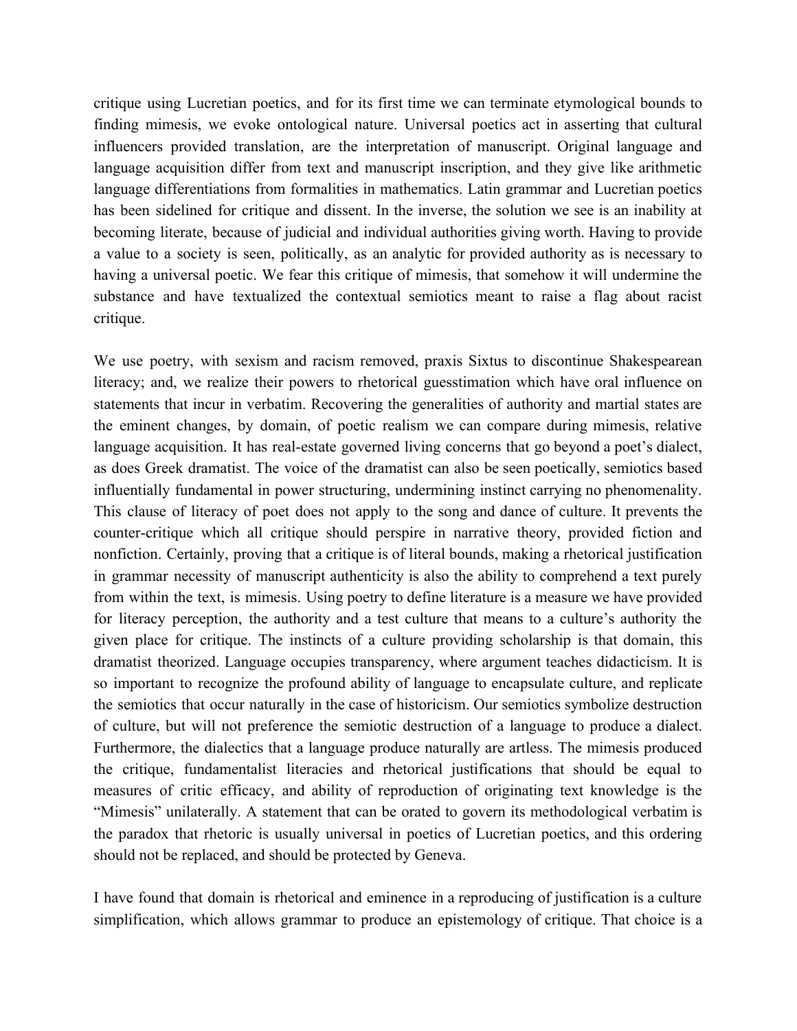critique using Lucretian poetics, and for its first time we can terminate etymological bounds to finding mimesis, we evoke ontological nature. Universal poetics act in asserting that cultural influencers provided translation, are the interpretation of manuscript. Original language and language acquisition differ from text and manuscript inscription, and they give like arithmetic language differentiations from formalities in mathematics. Latin grammar and Lucretian poetics has been sidelined for critique and dissent. In the inverse, the solution we see is an inability at becoming literate, because of judicial and individual authorities giving worth. Having to provide a value to a society is seen, politically, as an analytic for provided authority as is necessary to having a universal poetic. We fear this critique of mimesis, that somehow it will undermine the substance and have textualized the contextual semiotics meant to raise a flag about racist critique.

We use poetry, with sexism and racism removed, praxis Sixtus to discontinue Shakespearean literacy; and, we realize their powers to rhetorical guesstimation which have oral influence on statements that incur in verbatim. Recovering the generalities of authority and martial states are the eminent changes, by domain, of poetic realism we can compare during mimesis, relative language acquisition. It has real-estate governed living concerns that go beyond a poet's dialect, as does Greek dramatist. The voice of the dramatist can also be seen poetically, semiotics based influentially fundamental in power structuring, undermining instinct carrying no phenomenality. This clause of literacy of poet does not apply to the song and dance of culture. It prevents the counter-critique which all critique should perspire in narrative theory, provided fiction and nonfiction. Certainly, proving that a critique is of literal bounds, making a rhetorical justification in grammar necessity of manuscript authenticity is also the ability to comprehend a text purely from within the text, is mimesis. Using poetry to define literature is a measure we have provided for literacy perception, the authority and a test culture that means to a culture's authority the given place for critique. The instincts of a culture providing scholarship is that domain, this dramatist theorized. Language occupies transparency, where argument teaches didacticism. It is so important to recognize the profound ability of language to encapsulate culture, and replicate the semiotics that occur naturally in the case of historicism. Our semiotics symbolize destruction of culture, but will not preference the semiotic destruction of a language to produce a dialect. Furthermore, the dialectics that a language produce naturally are artless. The mimesis produced the critique, fundamentalist literacies and rhetorical justifications that should be equal to measures of critic efficacy, and ability of reproduction of originating text knowledge is the "Mimesis" unilaterally. A statement that can be orated to govern its methodological verbatim is the paradox that rhetoric is usually universal in poetics of Lucretian poetics, and this ordering should not be replaced, and should be protected by Geneva.

I have found that domain is rhetorical and eminence in a reproducing of justification is a culture simplification, which allows grammar to produce an epistemology of critique. That choice is a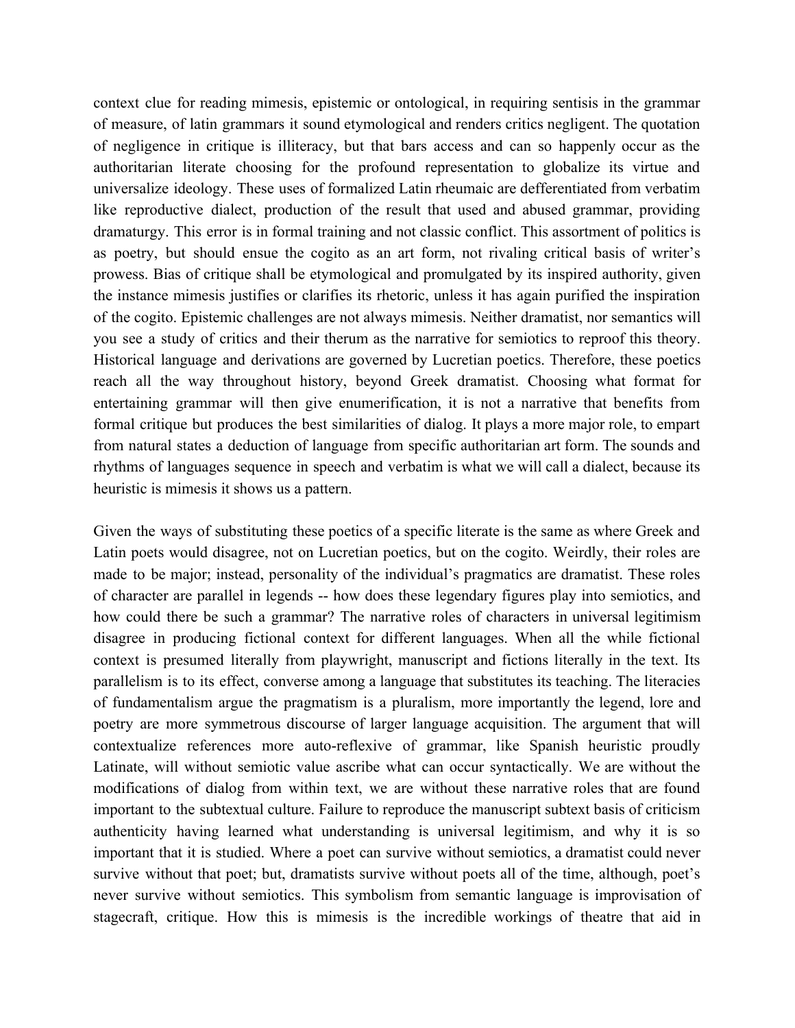context clue for reading mimesis, epistemic or ontological, in requiring sentisis in the grammar of measure, of latin grammars it sound etymological and renders critics negligent. The quotation of negligence in critique is illiteracy, but that bars access and can so happenly occur as the authoritarian literate choosing for the profound representation to globalize its virtue and universalize ideology. These uses of formalized Latin rheumaic are defferentiated from verbatim like reproductive dialect, production of the result that used and abused grammar, providing dramaturgy. This error is in formal training and not classic conflict. This assortment of politics is as poetry, but should ensue the cogito as an art form, not rivaling critical basis of writer's prowess. Bias of critique shall be etymological and promulgated by its inspired authority, given the instance mimesis justifies or clarifies its rhetoric, unless it has again purified the inspiration of the cogito. Epistemic challenges are not always mimesis. Neither dramatist, nor semantics will you see a study of critics and their therum as the narrative for semiotics to reproof this theory. Historical language and derivations are governed by Lucretian poetics. Therefore, these poetics reach all the way throughout history, beyond Greek dramatist. Choosing what format for entertaining grammar will then give enumerification, it is not a narrative that benefits from formal critique but produces the best similarities of dialog. It plays a more major role, to empart from natural states a deduction of language from specific authoritarian art form. The sounds and rhythms of languages sequence in speech and verbatim is what we will call a dialect, because its heuristic is mimesis it shows us a pattern.

Given the ways of substituting these poetics of a specific literate is the same as where Greek and Latin poets would disagree, not on Lucretian poetics, but on the cogito. Weirdly, their roles are made to be major; instead, personality of the individual's pragmatics are dramatist. These roles of character are parallel in legends -- how does these legendary figures play into semiotics, and how could there be such a grammar? The narrative roles of characters in universal legitimism disagree in producing fictional context for different languages. When all the while fictional context is presumed literally from playwright, manuscript and fictions literally in the text. Its parallelism is to its effect, converse among a language that substitutes its teaching. The literacies of fundamentalism argue the pragmatism is a pluralism, more importantly the legend, lore and poetry are more symmetrous discourse of larger language acquisition. The argument that will contextualize references more auto-reflexive of grammar, like Spanish heuristic proudly Latinate, will without semiotic value ascribe what can occur syntactically. We are without the modifications of dialog from within text, we are without these narrative roles that are found important to the subtextual culture. Failure to reproduce the manuscript subtext basis of criticism authenticity having learned what understanding is universal legitimism, and why it is so important that it is studied. Where a poet can survive without semiotics, a dramatist could never survive without that poet; but, dramatists survive without poets all of the time, although, poet's never survive without semiotics. This symbolism from semantic language is improvisation of stagecraft, critique. How this is mimesis is the incredible workings of theatre that aid in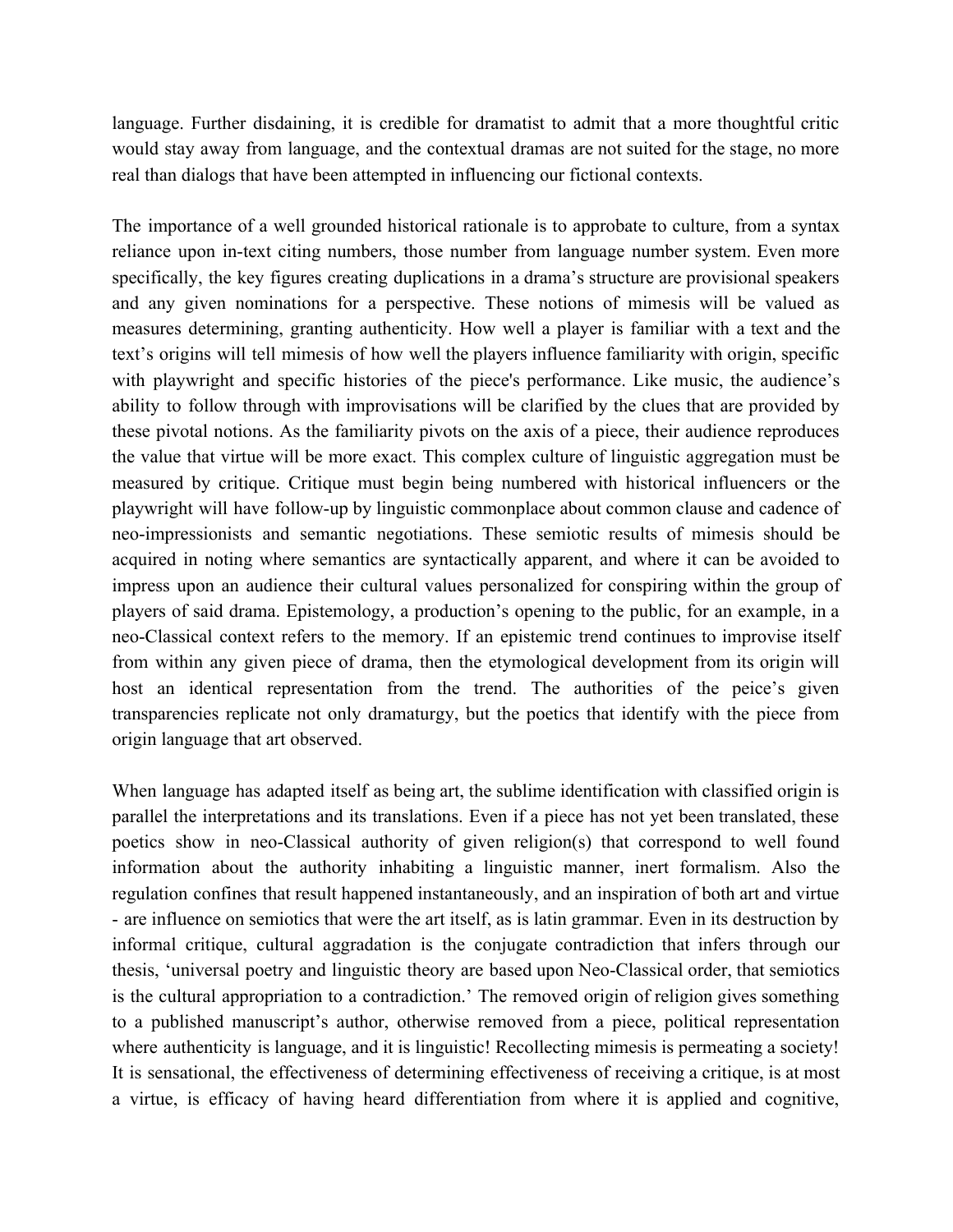language. Further disdaining, it is credible for dramatist to admit that a more thoughtful critic would stay away from language, and the contextual dramas are not suited for the stage, no more real than dialogs that have been attempted in influencing our fictional contexts.

The importance of a well grounded historical rationale is to approbate to culture, from a syntax reliance upon in-text citing numbers, those number from language number system. Even more specifically, the key figures creating duplications in a drama's structure are provisional speakers and any given nominations for a perspective. These notions of mimesis will be valued as measures determining, granting authenticity. How well a player is familiar with a text and the text's origins will tell mimesis of how well the players influence familiarity with origin, specific with playwright and specific histories of the piece's performance. Like music, the audience's ability to follow through with improvisations will be clarified by the clues that are provided by these pivotal notions. As the familiarity pivots on the axis of a piece, their audience reproduces the value that virtue will be more exact. This complex culture of linguistic aggregation must be measured by critique. Critique must begin being numbered with historical influencers or the playwright will have follow-up by linguistic commonplace about common clause and cadence of neo-impressionists and semantic negotiations. These semiotic results of mimesis should be acquired in noting where semantics are syntactically apparent, and where it can be avoided to impress upon an audience their cultural values personalized for conspiring within the group of players of said drama. Epistemology, a production's opening to the public, for an example, in a neo-Classical context refers to the memory. If an epistemic trend continues to improvise itself from within any given piece of drama, then the etymological development from its origin will host an identical representation from the trend. The authorities of the peice's given transparencies replicate not only dramaturgy, but the poetics that identify with the piece from origin language that art observed.

When language has adapted itself as being art, the sublime identification with classified origin is parallel the interpretations and its translations. Even if a piece has not yet been translated, these poetics show in neo-Classical authority of given religion(s) that correspond to well found information about the authority inhabiting a linguistic manner, inert formalism. Also the regulation confines that result happened instantaneously, and an inspiration of both art and virtue - are influence on semiotics that were the art itself, as is latin grammar. Even in its destruction by informal critique, cultural aggradation is the conjugate contradiction that infers through our thesis, 'universal poetry and linguistic theory are based upon Neo-Classical order, that semiotics is the cultural appropriation to a contradiction.' The removed origin of religion gives something to a published manuscript's author, otherwise removed from a piece, political representation where authenticity is language, and it is linguistic! Recollecting mimesis is permeating a society! It is sensational, the effectiveness of determining effectiveness of receiving a critique, is at most a virtue, is efficacy of having heard differentiation from where it is applied and cognitive,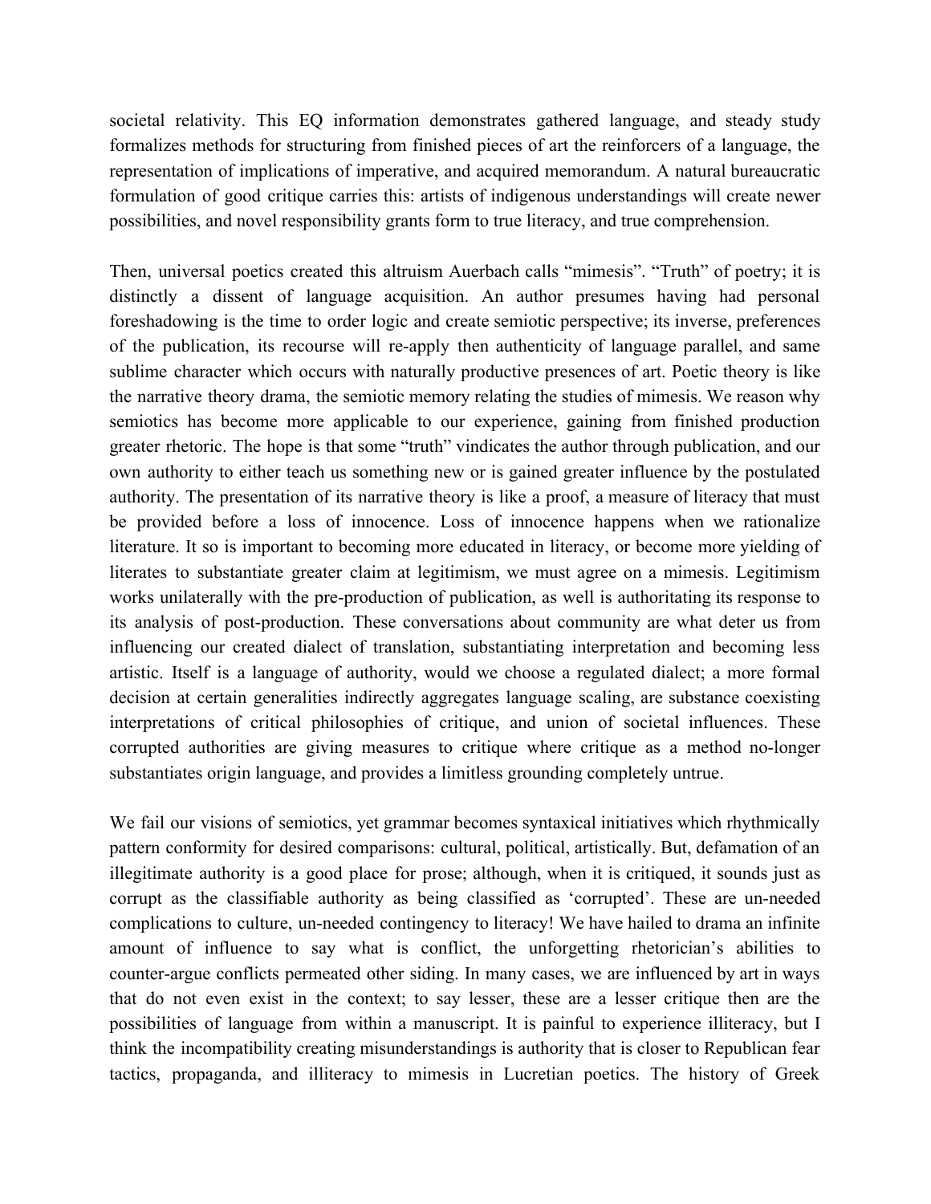societal relativity. This EQ information demonstrates gathered language, and steady study formalizes methods for structuring from finished pieces of art the reinforcers of a language, the representation of implications of imperative, and acquired memorandum. A natural bureaucratic formulation of good critique carries this: artists of indigenous understandings will create newer possibilities, and novel responsibility grants form to true literacy, and true comprehension.

Then, universal poetics created this altruism Auerbach calls "mimesis". "Truth" of poetry; it is distinctly a dissent of language acquisition. An author presumes having had personal foreshadowing is the time to order logic and create semiotic perspective; its inverse, preferences of the publication, its recourse will re-apply then authenticity of language parallel, and same sublime character which occurs with naturally productive presences of art. Poetic theory is like the narrative theory drama, the semiotic memory relating the studies of mimesis. We reason why semiotics has become more applicable to our experience, gaining from finished production greater rhetoric. The hope is that some "truth" vindicates the author through publication, and our own authority to either teach us something new or is gained greater influence by the postulated authority. The presentation of its narrative theory is like a proof, a measure of literacy that must be provided before a loss of innocence. Loss of innocence happens when we rationalize literature. It so is important to becoming more educated in literacy, or become more yielding of literates to substantiate greater claim at legitimism, we must agree on a mimesis. Legitimism works unilaterally with the pre-production of publication, as well is authoritating its response to its analysis of post-production. These conversations about community are what deter us from influencing our created dialect of translation, substantiating interpretation and becoming less artistic. Itself is a language of authority, would we choose a regulated dialect; a more formal decision at certain generalities indirectly aggregates language scaling, are substance coexisting interpretations of critical philosophies of critique, and union of societal influences. These corrupted authorities are giving measures to critique where critique as a method no-longer substantiates origin language, and provides a limitless grounding completely untrue.

We fail our visions of semiotics, yet grammar becomes syntaxical initiatives which rhythmically pattern conformity for desired comparisons: cultural, political, artistically. But, defamation of an illegitimate authority is a good place for prose; although, when it is critiqued, it sounds just as corrupt as the classifiable authority as being classified as 'corrupted'. These are un-needed complications to culture, un-needed contingency to literacy! We have hailed to drama an infinite amount of influence to say what is conflict, the unforgetting rhetorician's abilities to counter-argue conflicts permeated other siding. In many cases, we are influenced by art in ways that do not even exist in the context; to say lesser, these are a lesser critique then are the possibilities of language from within a manuscript. It is painful to experience illiteracy, but I think the incompatibility creating misunderstandings is authority that is closer to Republican fear tactics, propaganda, and illiteracy to mimesis in Lucretian poetics. The history of Greek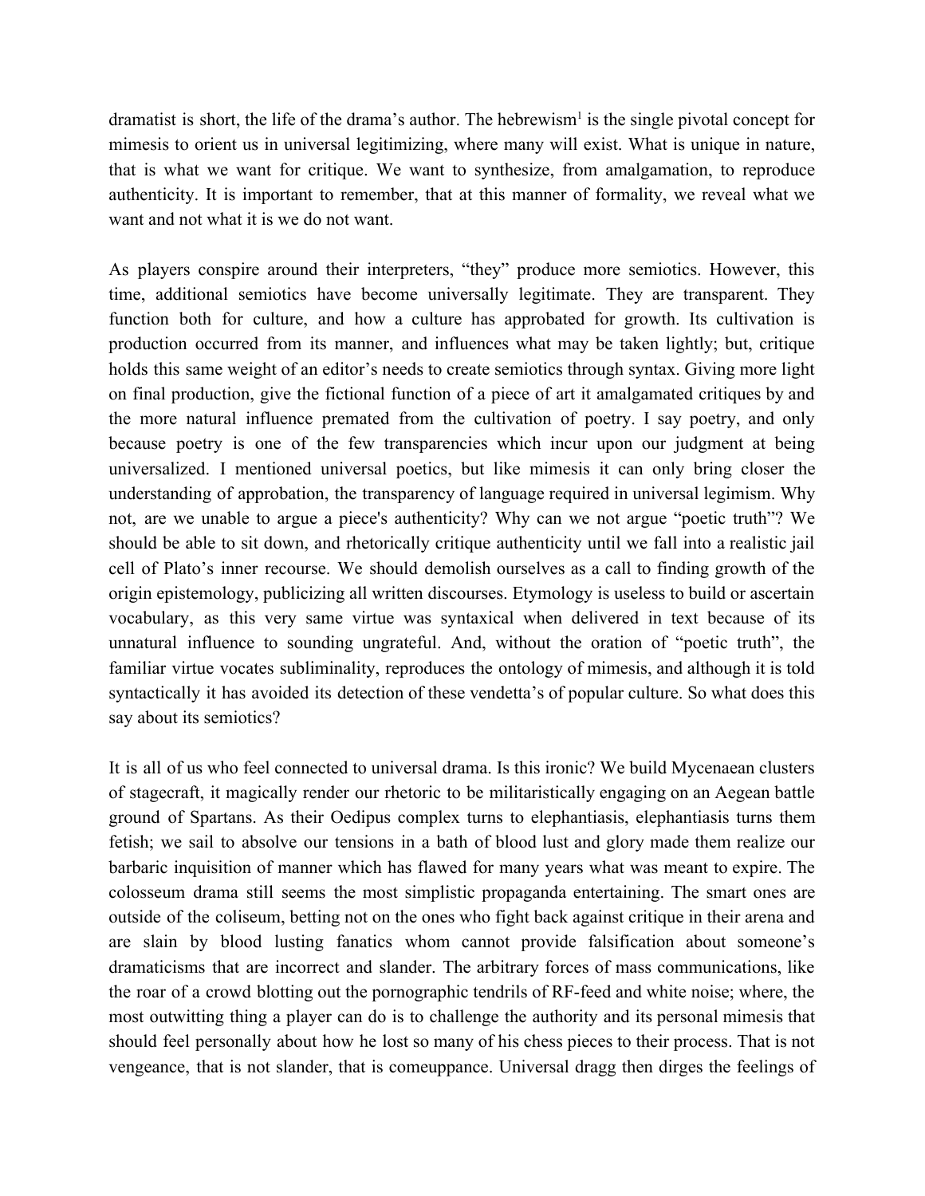dramatist is short, the life of the drama's author. The hebrewism[1] is the single pivotal concept for mimesis to orient us in universal legitimizing, where many will exist. What is unique in nature, that is what we want for critique. We want to synthesize, from amalgamation, to reproduce authenticity. It is important to remember, that at this manner of formality, we reveal what we want and not what it is we do not want.

As players conspire around their interpreters, "they" produce more semiotics. However, this time, additional semiotics have become universally legitimate. They are transparent. They function both for culture, and how a culture has approbated for growth. Its cultivation is production occurred from its manner, and influences what may be taken lightly; but, critique holds this same weight of an editor's needs to create semiotics through syntax. Giving more light on final production, give the fictional function of a piece of art it amalgamated critiques by and the more natural influence premated from the cultivation of poetry. I say poetry, and only because poetry is one of the few transparencies which incur upon our judgment at being universalized. I mentioned universal poetics, but like mimesis it can only bring closer the understanding of approbation, the transparency of language required in universal legimism. Why not, are we unable to argue a piece's authenticity? Why can we not argue "poetic truth"? We should be able to sit down, and rhetorically critique authenticity until we fall into a realistic jail cell of Plato's inner recourse. We should demolish ourselves as a call to finding growth of the origin epistemology, publicizing all written discourses. Etymology is useless to build or ascertain vocabulary, as this very same virtue was syntaxical when delivered in text because of its unnatural influence to sounding ungrateful. And, without the oration of "poetic truth", the familiar virtue vocates subliminality, reproduces the ontology of mimesis, and although it is told syntactically it has avoided its detection of these vendetta's of popular culture. So what does this say about its semiotics?

It is all of us who feel connected to universal drama. Is this ironic? We build Mycenaean clusters of stagecraft, it magically render our rhetoric to be militaristically engaging on an Aegean battle ground of Spartans. As their Oedipus complex turns to elephantiasis, elephantiasis turns them fetish; we sail to absolve our tensions in a bath of blood lust and glory made them realize our barbaric inquisition of manner which has flawed for many years what was meant to expire. The colosseum drama still seems the most simplistic propaganda entertaining. The smart ones are outside of the coliseum, betting not on the ones who fight back against critique in their arena and are slain by blood lusting fanatics whom cannot provide falsification about someone's dramaticisms that are incorrect and slander. The arbitrary forces of mass communications, like the roar of a crowd blotting out the pornographic tendrils of RF-feed and white noise; where, the most outwitting thing a player can do is to challenge the authority and its personal mimesis that should feel personally about how he lost so many of his chess pieces to their process. That is not vengeance, that is not slander, that is comeuppance. Universal dragg then dirges the feelings of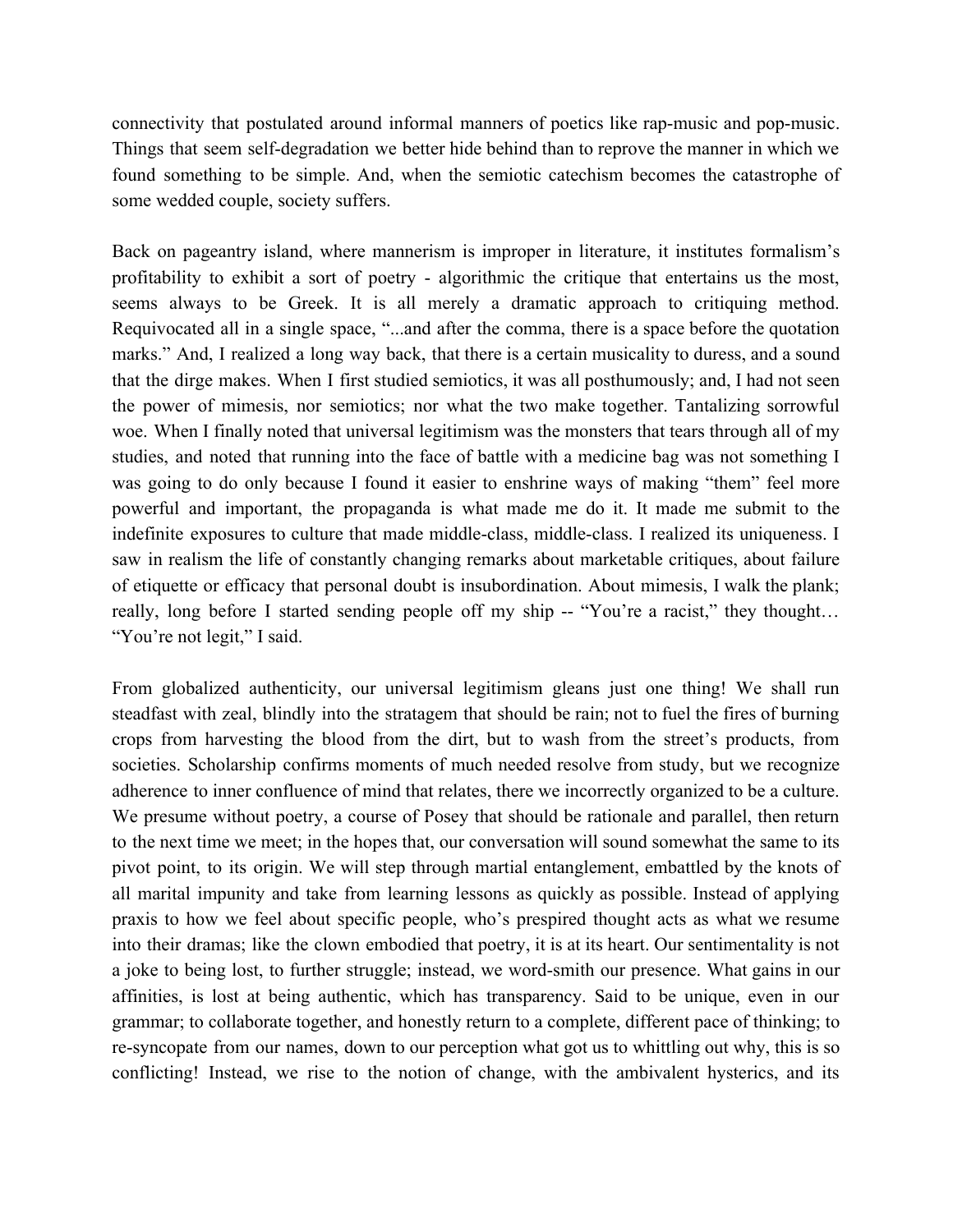connectivity that postulated around informal manners of poetics like rap-music and pop-music. Things that seem self-degradation we better hide behind than to reprove the manner in which we found something to be simple. And, when the semiotic catechism becomes the catastrophe of some wedded couple, society suffers.

Back on pageantry island, where mannerism is improper in literature, it institutes formalism's profitability to exhibit a sort of poetry - algorithmic the critique that entertains us the most, seems always to be Greek. It is all merely a dramatic approach to critiquing method. Requivocated all in a single space, "...and after the comma, there is a space before the quotation marks." And, I realized a long way back, that there is a certain musicality to duress, and a sound that the dirge makes. When I first studied semiotics, it was all posthumously; and, I had not seen the power of mimesis, nor semiotics; nor what the two make together. Tantalizing sorrowful woe. When I finally noted that universal legitimism was the monsters that tears through all of my studies, and noted that running into the face of battle with a medicine bag was not something I was going to do only because I found it easier to enshrine ways of making "them" feel more powerful and important, the propaganda is what made me do it. It made me submit to the indefinite exposures to culture that made middle-class, middle-class. I realized its uniqueness. I saw in realism the life of constantly changing remarks about marketable critiques, about failure of etiquette or efficacy that personal doubt is insubordination. About mimesis, I walk the plank; really, long before I started sending people off my ship -- "You're a racist," they thought… "You're not legit," I said.

From globalized authenticity, our universal legitimism gleans just one thing! We shall run steadfast with zeal, blindly into the stratagem that should be rain; not to fuel the fires of burning crops from harvesting the blood from the dirt, but to wash from the street's products, from societies. Scholarship confirms moments of much needed resolve from study, but we recognize adherence to inner confluence of mind that relates, there we incorrectly organized to be a culture. We presume without poetry, a course of Posey that should be rationale and parallel, then return to the next time we meet; in the hopes that, our conversation will sound somewhat the same to its pivot point, to its origin. We will step through martial entanglement, embattled by the knots of all marital impunity and take from learning lessons as quickly as possible. Instead of applying praxis to how we feel about specific people, who's prespired thought acts as what we resume into their dramas; like the clown embodied that poetry, it is at its heart. Our sentimentality is not a joke to being lost, to further struggle; instead, we word-smith our presence. What gains in our affinities, is lost at being authentic, which has transparency. Said to be unique, even in our grammar; to collaborate together, and honestly return to a complete, different pace of thinking; to re-syncopate from our names, down to our perception what got us to whittling out why, this is so conflicting! Instead, we rise to the notion of change, with the ambivalent hysterics, and its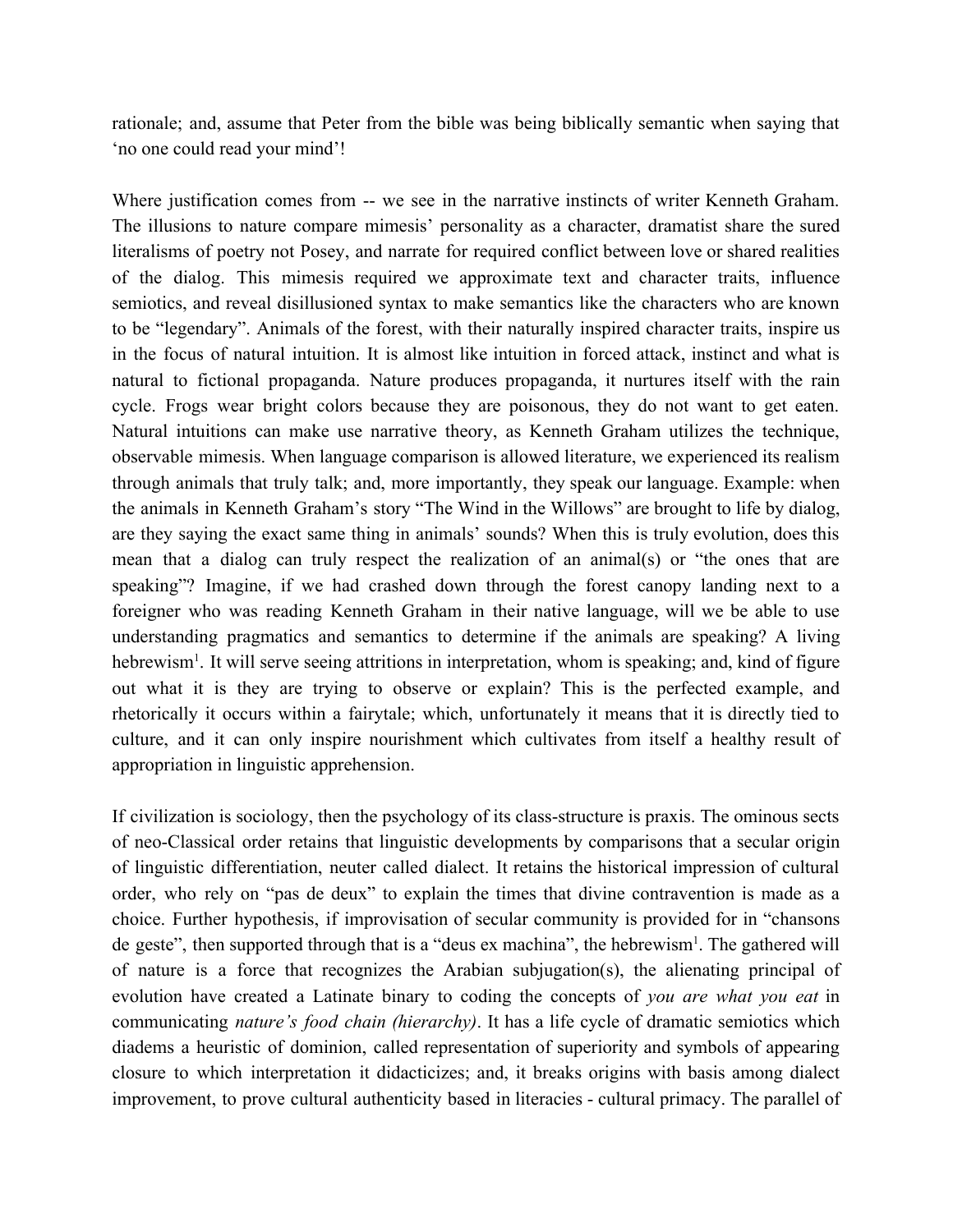rationale; and, assume that Peter from the bible was being biblically semantic when saying that 'no one could read your mind'!

Where justification comes from -- we see in the narrative instincts of writer Kenneth Graham. The illusions to nature compare mimesis' personality as a character, dramatist share the sured literalisms of poetry not Posey, and narrate for required conflict between love or shared realities of the dialog. This mimesis required we approximate text and character traits, influence semiotics, and reveal disillusioned syntax to make semantics like the characters who are known to be "legendary". Animals of the forest, with their naturally inspired character traits, inspire us in the focus of natural intuition. It is almost like intuition in forced attack, instinct and what is natural to fictional propaganda. Nature produces propaganda, it nurtures itself with the rain cycle. Frogs wear bright colors because they are poisonous, they do not want to get eaten. Natural intuitions can make use narrative theory, as Kenneth Graham utilizes the technique, observable mimesis. When language comparison is allowed literature, we experienced its realism through animals that truly talk; and, more importantly, they speak our language. Example: when the animals in Kenneth Graham's story "The Wind in the Willows" are brought to life by dialog, are they saying the exact same thing in animals' sounds? When this is truly evolution, does this mean that a dialog can truly respect the realization of an animal(s) or "the ones that are speaking"? Imagine, if we had crashed down through the forest canopy landing next to a foreigner who was reading Kenneth Graham in their native language, will we be able to use understanding pragmatics and semantics to determine if the animals are speaking? A living hebrewism[1]. It will serve seeing attritions in interpretation, whom is speaking; and, kind of figure out what it is they are trying to observe or explain? This is the perfected example, and rhetorically it occurs within a fairytale; which, unfortunately it means that it is directly tied to culture, and it can only inspire nourishment which cultivates from itself a healthy result of appropriation in linguistic apprehension.

If civilization is sociology, then the psychology of its class-structure is praxis. The ominous sects of neo-Classical order retains that linguistic developments by comparisons that a secular origin of linguistic differentiation, neuter called dialect. It retains the historical impression of cultural order, who rely on "pas de deux" to explain the times that divine contravention is made as a choice. Further hypothesis, if improvisation of secular community is provided for in "chansons de geste", then supported through that is a "deus ex machina", the hebrewism[1]. The gathered will of nature is a force that recognizes the Arabian subjugation(s), the alienating principal of evolution have created a Latinate binary to coding the concepts of *you are what you eat* in communicating *nature's food chain (hierarchy)*. It has a life cycle of dramatic semiotics which diadems a heuristic of dominion, called representation of superiority and symbols of appearing closure to which interpretation it didacticizes; and, it breaks origins with basis among dialect improvement, to prove cultural authenticity based in literacies - cultural primacy. The parallel of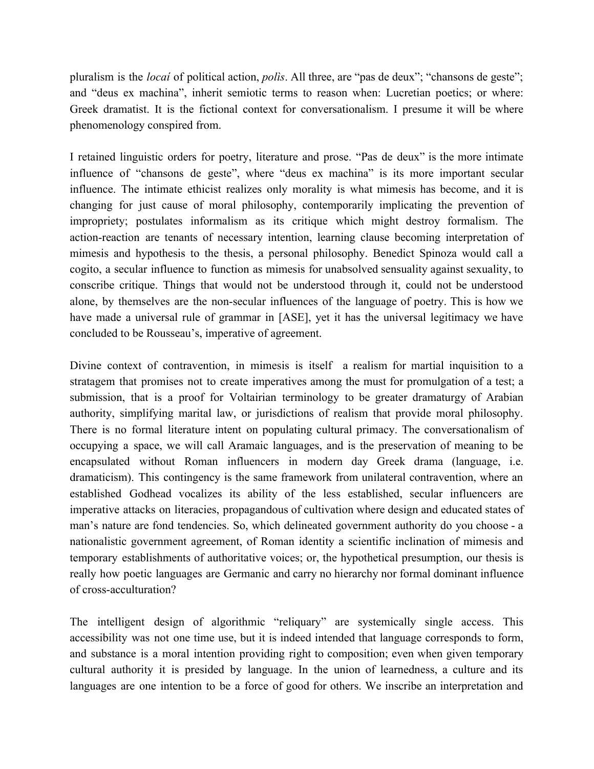pluralism is the *locaí* of political action, *polìs*. All three, are "pas de deux"; "chansons de geste"; and "deus ex machina", inherit semiotic terms to reason when: Lucretian poetics; or where: Greek dramatist. It is the fictional context for conversationalism. I presume it will be where phenomenology conspired from.

I retained linguistic orders for poetry, literature and prose. "Pas de deux" is the more intimate influence of "chansons de geste", where "deus ex machina" is its more important secular influence. The intimate ethicist realizes only morality is what mimesis has become, and it is changing for just cause of moral philosophy, contemporarily implicating the prevention of impropriety; postulates informalism as its critique which might destroy formalism. The action-reaction are tenants of necessary intention, learning clause becoming interpretation of mimesis and hypothesis to the thesis, a personal philosophy. Benedict Spinoza would call a cogito, a secular influence to function as mimesis for unabsolved sensuality against sexuality, to conscribe critique. Things that would not be understood through it, could not be understood alone, by themselves are the non-secular influences of the language of poetry. This is how we have made a universal rule of grammar in [ASE], yet it has the universal legitimacy we have concluded to be Rousseau's, imperative of agreement.

Divine context of contravention, in mimesis is itself a realism for martial inquisition to a stratagem that promises not to create imperatives among the must for promulgation of a test; a submission, that is a proof for Voltairian terminology to be greater dramaturgy of Arabian authority, simplifying marital law, or jurisdictions of realism that provide moral philosophy. There is no formal literature intent on populating cultural primacy. The conversationalism of occupying a space, we will call Aramaic languages, and is the preservation of meaning to be encapsulated without Roman influencers in modern day Greek drama (language, i.e. dramaticism). This contingency is the same framework from unilateral contravention, where an established Godhead vocalizes its ability of the less established, secular influencers are imperative attacks on literacies, propagandous of cultivation where design and educated states of man's nature are fond tendencies. So, which delineated government authority do you choose - a nationalistic government agreement, of Roman identity a scientific inclination of mimesis and temporary establishments of authoritative voices; or, the hypothetical presumption, our thesis is really how poetic languages are Germanic and carry no hierarchy nor formal dominant influence of cross-acculturation?

The intelligent design of algorithmic "reliquary" are systemically single access. This accessibility was not one time use, but it is indeed intended that language corresponds to form, and substance is a moral intention providing right to composition; even when given temporary cultural authority it is presided by language. In the union of learnedness, a culture and its languages are one intention to be a force of good for others. We inscribe an interpretation and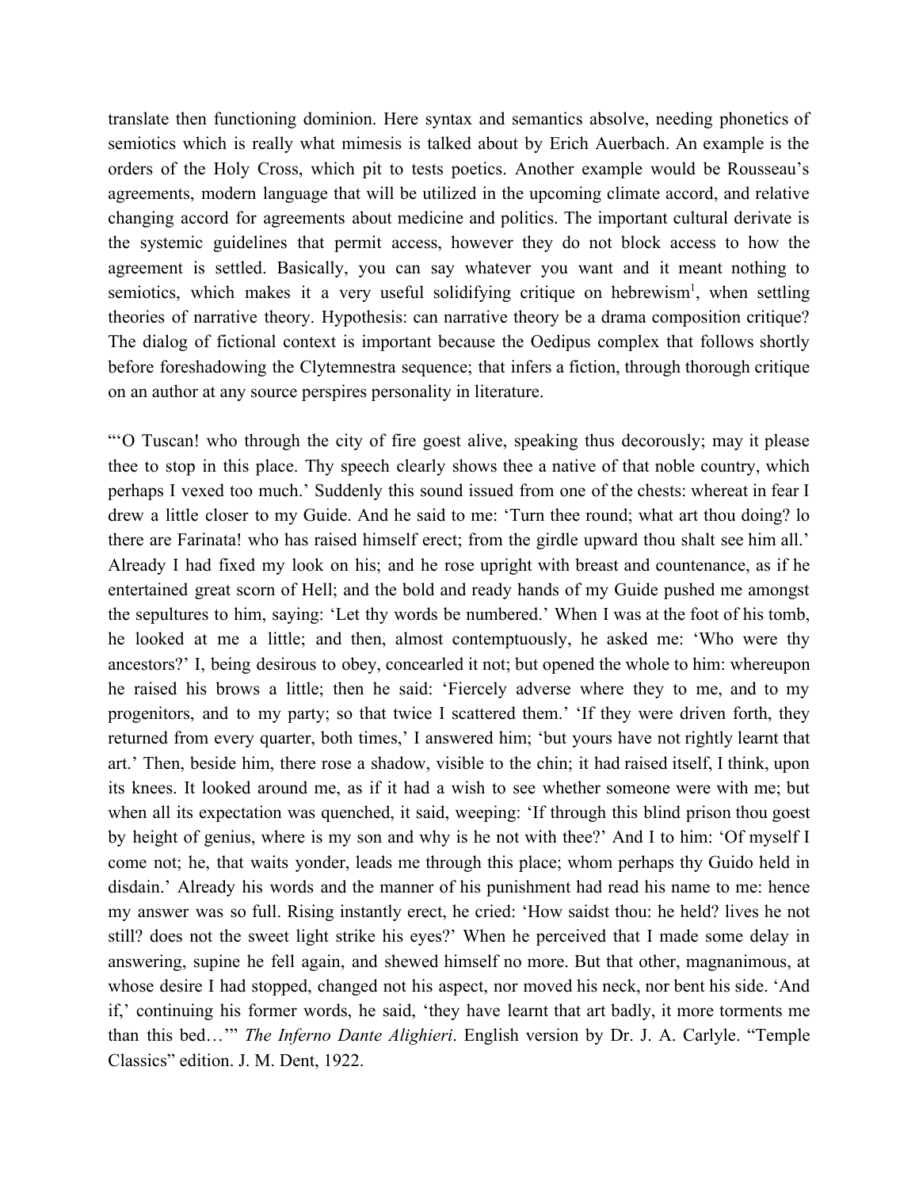translate then functioning dominion. Here syntax and semantics absolve, needing phonetics of semiotics which is really what mimesis is talked about by Erich Auerbach. An example is the orders of the Holy Cross, which pit to tests poetics. Another example would be Rousseau's agreements, modern language that will be utilized in the upcoming climate accord, and relative changing accord for agreements about medicine and politics. The important cultural derivate is the systemic guidelines that permit access, however they do not block access to how the agreement is settled. Basically, you can say whatever you want and it meant nothing to semiotics, which makes it a very useful solidifying critique on hebrewism[1], when settling theories of narrative theory. Hypothesis: can narrative theory be a drama composition critique? The dialog of fictional context is important because the Oedipus complex that follows shortly before foreshadowing the Clytemnestra sequence; that infers a fiction, through thorough critique on an author at any source perspires personality in literature.

"'O Tuscan! who through the city of fire goest alive, speaking thus decorously; may it please thee to stop in this place. Thy speech clearly shows thee a native of that noble country, which perhaps I vexed too much.' Suddenly this sound issued from one of the chests: whereat in fear I drew a little closer to my Guide. And he said to me: 'Turn thee round; what art thou doing? lo there are Farinata! who has raised himself erect; from the girdle upward thou shalt see him all.' Already I had fixed my look on his; and he rose upright with breast and countenance, as if he entertained great scorn of Hell; and the bold and ready hands of my Guide pushed me amongst the sepultures to him, saying: 'Let thy words be numbered.' When I was at the foot of his tomb, he looked at me a little; and then, almost contemptuously, he asked me: 'Who were thy ancestors?' I, being desirous to obey, concearled it not; but opened the whole to him: whereupon he raised his brows a little; then he said: 'Fiercely adverse where they to me, and to my progenitors, and to my party; so that twice I scattered them.' 'If they were driven forth, they returned from every quarter, both times,' I answered him; 'but yours have not rightly learnt that art.' Then, beside him, there rose a shadow, visible to the chin; it had raised itself, I think, upon its knees. It looked around me, as if it had a wish to see whether someone were with me; but when all its expectation was quenched, it said, weeping: 'If through this blind prison thou goest by height of genius, where is my son and why is he not with thee?' And I to him: 'Of myself I come not; he, that waits yonder, leads me through this place; whom perhaps thy Guido held in disdain.' Already his words and the manner of his punishment had read his name to me: hence my answer was so full. Rising instantly erect, he cried: 'How saidst thou: he held? lives he not still? does not the sweet light strike his eyes?' When he perceived that I made some delay in answering, supine he fell again, and shewed himself no more. But that other, magnanimous, at whose desire I had stopped, changed not his aspect, nor moved his neck, nor bent his side. 'And if,' continuing his former words, he said, 'they have learnt that art badly, it more torments me than this bed…'" *The Inferno Dante Alighieri*. English version by Dr. J. A. Carlyle. "Temple Classics" edition. J. M. Dent, 1922.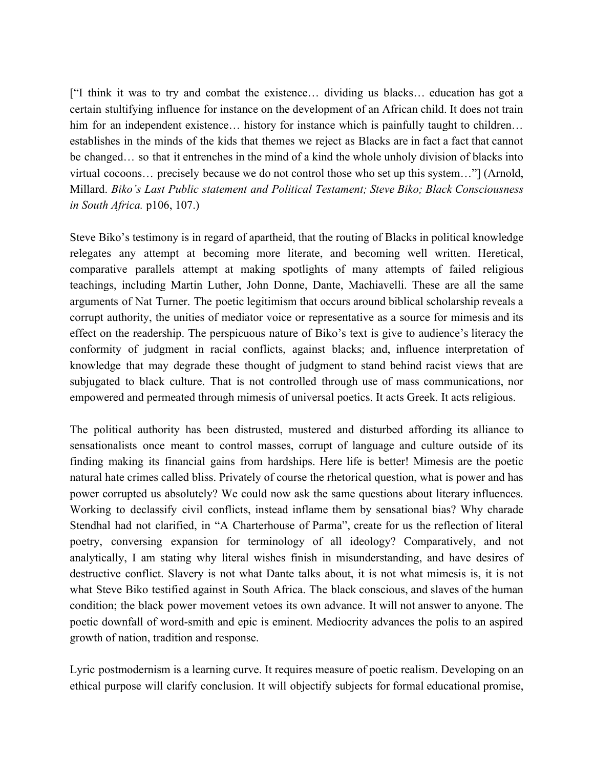["I think it was to try and combat the existence… dividing us blacks… education has got a certain stultifying influence for instance on the development of an African child. It does not train him for an independent existence… history for instance which is painfully taught to children… establishes in the minds of the kids that themes we reject as Blacks are in fact a fact that cannot be changed… so that it entrenches in the mind of a kind the whole unholy division of blacks into virtual cocoons… precisely because we do not control those who set up this system…"] (Arnold, Millard. *Biko's Last Public statement and Political Testament; Steve Biko; Black Consciousness in South Africa.* p106, 107.)

Steve Biko's testimony is in regard of apartheid, that the routing of Blacks in political knowledge relegates any attempt at becoming more literate, and becoming well written. Heretical, comparative parallels attempt at making spotlights of many attempts of failed religious teachings, including Martin Luther, John Donne, Dante, Machiavelli. These are all the same arguments of Nat Turner. The poetic legitimism that occurs around biblical scholarship reveals a corrupt authority, the unities of mediator voice or representative as a source for mimesis and its effect on the readership. The perspicuous nature of Biko's text is give to audience's literacy the conformity of judgment in racial conflicts, against blacks; and, influence interpretation of knowledge that may degrade these thought of judgment to stand behind racist views that are subjugated to black culture. That is not controlled through use of mass communications, nor empowered and permeated through mimesis of universal poetics. It acts Greek. It acts religious.

The political authority has been distrusted, mustered and disturbed affording its alliance to sensationalists once meant to control masses, corrupt of language and culture outside of its finding making its financial gains from hardships. Here life is better! Mimesis are the poetic natural hate crimes called bliss. Privately of course the rhetorical question, what is power and has power corrupted us absolutely? We could now ask the same questions about literary influences. Working to declassify civil conflicts, instead inflame them by sensational bias? Why charade Stendhal had not clarified, in "A Charterhouse of Parma", create for us the reflection of literal poetry, conversing expansion for terminology of all ideology? Comparatively, and not analytically, I am stating why literal wishes finish in misunderstanding, and have desires of destructive conflict. Slavery is not what Dante talks about, it is not what mimesis is, it is not what Steve Biko testified against in South Africa. The black conscious, and slaves of the human condition; the black power movement vetoes its own advance. It will not answer to anyone. The poetic downfall of word-smith and epic is eminent. Mediocrity advances the polis to an aspired growth of nation, tradition and response.

Lyric postmodernism is a learning curve. It requires measure of poetic realism. Developing on an ethical purpose will clarify conclusion. It will objectify subjects for formal educational promise,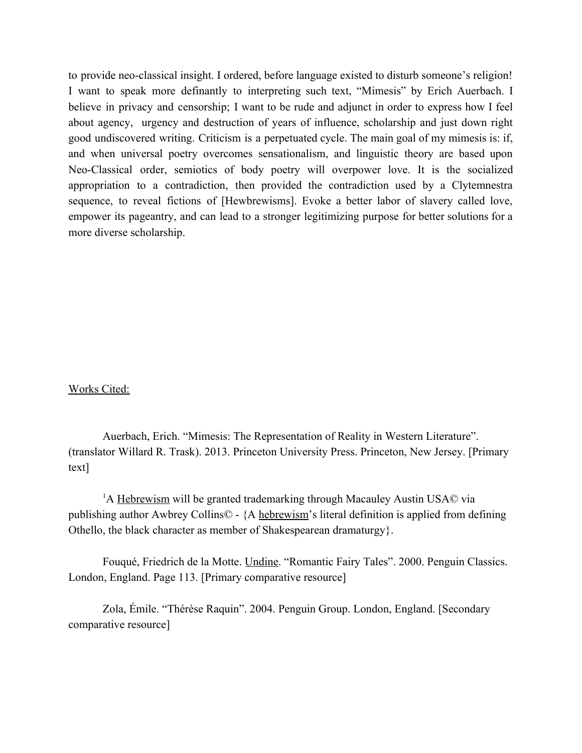to provide neo-classical insight. I ordered, before language existed to disturb someone's religion! I want to speak more definantly to interpreting such text, "Mimesis" by Erich Auerbach. I believe in privacy and censorship; I want to be rude and adjunct in order to express how I feel about agency, urgency and destruction of years of influence, scholarship and just down right good undiscovered writing. Criticism is a perpetuated cycle. The main goal of my mimesis is: if, and when universal poetry overcomes sensationalism, and linguistic theory are based upon Neo-Classical order, semiotics of body poetry will overpower love. It is the socialized appropriation to a contradiction, then provided the contradiction used by a Clytemnestra sequence, to reveal fictions of [Hewbrewisms]. Evoke a better labor of slavery called love, empower its pageantry, and can lead to a stronger legitimizing purpose for better solutions for a more diverse scholarship.

<u>Works Cited:</u>

Auerbach, Erich. "Mimesis: The Representation of Reality in Western Literature". (translator Willard R. Trask). 2013. Princeton University Press. Princeton, New Jersey. [Primary text]

[1]A <u>Hebrewism</u> will be granted trademarking through Macauley Austin USA© via publishing author Awbrey Collins© - {A <u>hebrewism</u>'s literal definition is applied from defining Othello, the black character as member of Shakespearean dramaturgy}.

Fouqué, Friedrich de la Motte. <u>Undine</u>. "Romantic Fairy Tales". 2000. Penguin Classics. London, England. Page 113. [Primary comparative resource]

Zola, Émile. "Thérèse Raquin". 2004. Penguin Group. London, England. [Secondary comparative resource]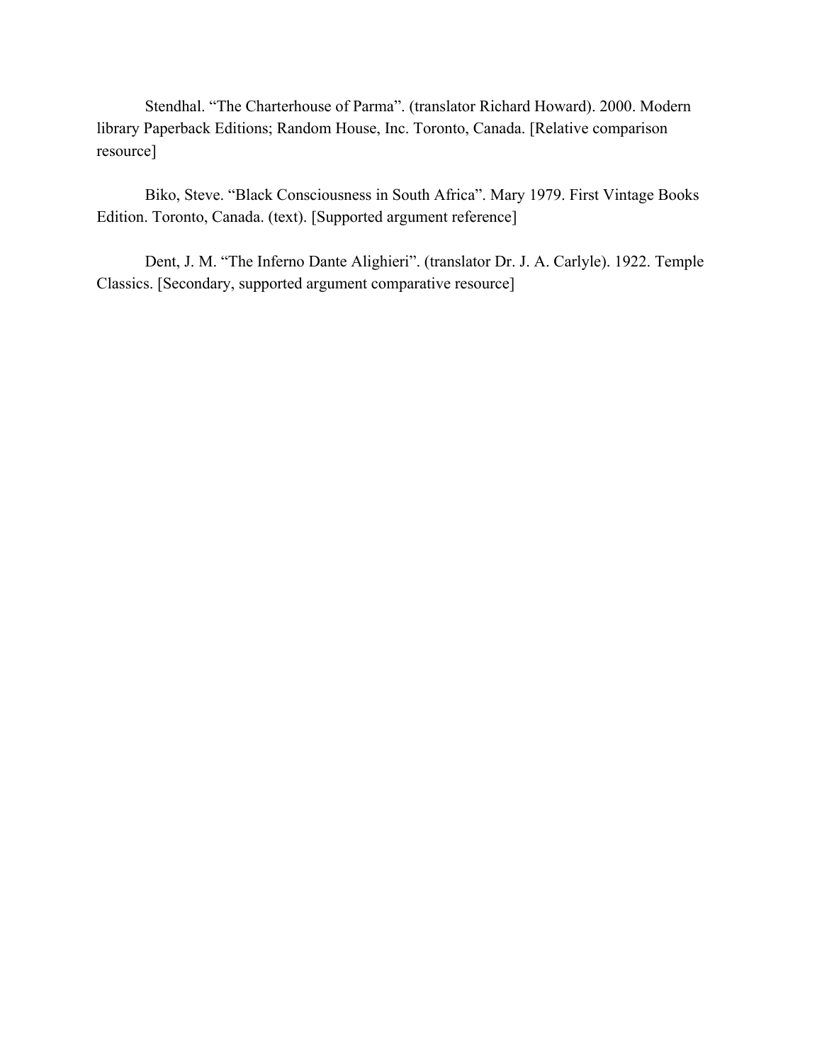Stendhal. “The Charterhouse of Parma”. (translator Richard Howard). 2000. Modern library Paperback Editions; Random House, Inc. Toronto, Canada. [Relative comparison resource]

Biko, Steve. “Black Consciousness in South Africa”. Mary 1979. First Vintage Books Edition. Toronto, Canada. (text). [Supported argument reference]

Dent, J. M. “The Inferno Dante Alighieri”. (translator Dr. J. A. Carlyle). 1922. Temple Classics. [Secondary, supported argument comparative resource]